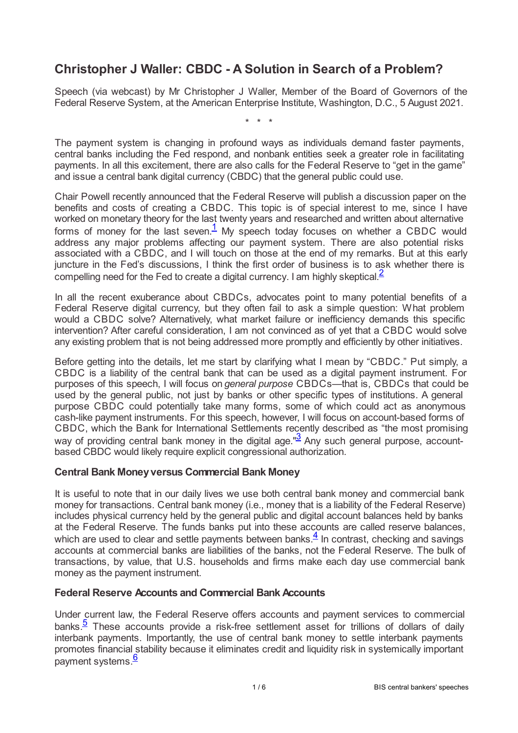# Christopher J Waller: CBDC - A Solution in Search of a Problem?

Speech (via webcast) by Mr Christopher J Waller, Member of the Board of Governors of the Federal Reserve System, at the American Enterprise Institute, Washington, D.C., 5 August 2021.

\* \* \*

The payment system is changing in profound ways as individuals demand faster payments, central banks including the Fed respond, and nonbank entities seek a greater role in facilitating payments. In all this excitement, there are also calls for the Federal Reserve to "get in the game" and issue a central bank digital currency (CBDC) that the general public could use.

Chair Powell recently announced that the Federal Reserve will publish a discussion paper on the benefits and costs of creating a CBDC. This topic is of special interest to me, since I have worked on monetary theory for the last twenty years and researched and written about alternative forms of money for the last seven.[1] My speech today focuses on whether a CBDC would address any major problems affecting our payment system. There are also potential risks associated with a CBDC, and I will touch on those at the end of my remarks. But at this early juncture in the Fed's discussions, I think the first order of business is to ask whether there is compelling need for the Fed to create a digital currency. I am highly skeptical.[2]

In all the recent exuberance about CBDCs, advocates point to many potential benefits of a Federal Reserve digital currency, but they often fail to ask a simple question: What problem would a CBDC solve? Alternatively, what market failure or inefficiency demands this specific intervention? After careful consideration, I am not convinced as of yet that a CBDC would solve any existing problem that is not being addressed more promptly and efficiently by other initiatives.

Before getting into the details, let me start by clarifying what I mean by "CBDC." Put simply, a CBDC is a liability of the central bank that can be used as a digital payment instrument. For purposes of this speech, I will focus on *general purpose* CBDCs—that is, CBDCs that could be used by the general public, not just by banks or other specific types of institutions. A general purpose CBDC could potentially take many forms, some of which could act as anonymous cash-like payment instruments. For this speech, however, I will focus on account-based forms of CBDC, which the Bank for International Settlements recently described as "the most promising way of providing central bank money in the digital age."[3] Any such general purpose, account-based CBDC would likely require explicit congressional authorization.

### Central Bank Money versus Commercial Bank Money

It is useful to note that in our daily lives we use both central bank money and commercial bank money for transactions. Central bank money (i.e., money that is a liability of the Federal Reserve) includes physical currency held by the general public and digital account balances held by banks at the Federal Reserve. The funds banks put into these accounts are called reserve balances, which are used to clear and settle payments between banks.[4] In contrast, checking and savings accounts at commercial banks are liabilities of the banks, not the Federal Reserve. The bulk of transactions, by value, that U.S. households and firms make each day use commercial bank money as the payment instrument.

### Federal Reserve Accounts and Commercial Bank Accounts

Under current law, the Federal Reserve offers accounts and payment services to commercial banks.[5] These accounts provide a risk-free settlement asset for trillions of dollars of daily interbank payments. Importantly, the use of central bank money to settle interbank payments promotes financial stability because it eliminates credit and liquidity risk in systemically important payment systems.[6]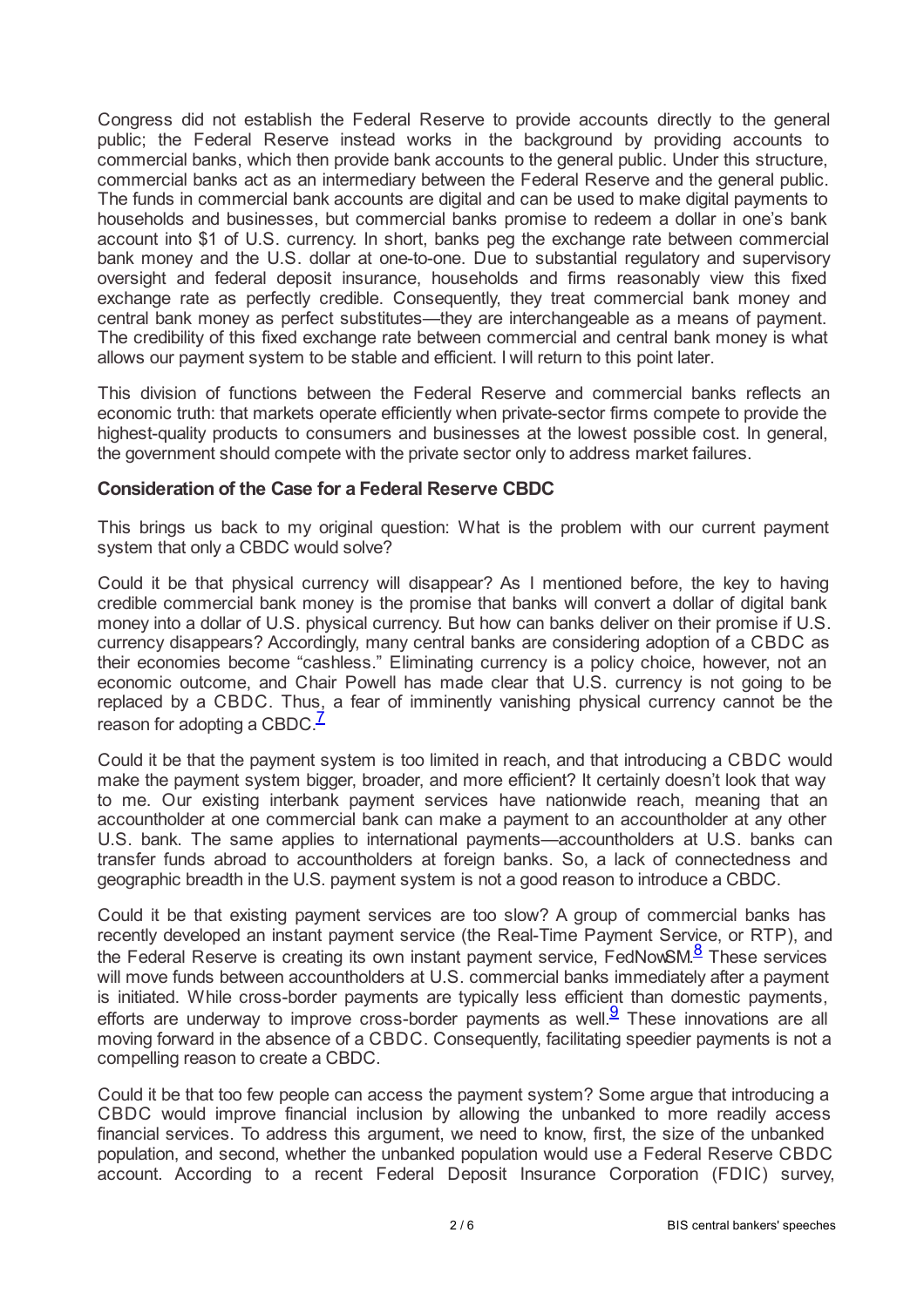Congress did not establish the Federal Reserve to provide accounts directly to the general public; the Federal Reserve instead works in the background by providing accounts to commercial banks, which then provide bank accounts to the general public. Under this structure, commercial banks act as an intermediary between the Federal Reserve and the general public. The funds in commercial bank accounts are digital and can be used to make digital payments to households and businesses, but commercial banks promise to redeem a dollar in one's bank account into $1 of U.S. currency. In short, banks peg the exchange rate between commercial bank money and the U.S. dollar at one-to-one. Due to substantial regulatory and supervisory oversight and federal deposit insurance, households and firms reasonably view this fixed exchange rate as perfectly credible. Consequently, they treat commercial bank money and central bank money as perfect substitutes—they are interchangeable as a means of payment. The credibility of this fixed exchange rate between commercial and central bank money is what allows our payment system to be stable and efficient. I will return to this point later.

This division of functions between the Federal Reserve and commercial banks reflects an economic truth: that markets operate efficiently when private-sector firms compete to provide the highest-quality products to consumers and businesses at the lowest possible cost. In general, the government should compete with the private sector only to address market failures.

### Consideration of the Case for a Federal Reserve CBDC

This brings us back to my original question: What is the problem with our current payment system that only a CBDC would solve?

Could it be that physical currency will disappear? As I mentioned before, the key to having credible commercial bank money is the promise that banks will convert a dollar of digital bank money into a dollar of U.S. physical currency. But how can banks deliver on their promise if U.S. currency disappears? Accordingly, many central banks are considering adoption of a CBDC as their economies become "cashless." Eliminating currency is a policy choice, however, not an economic outcome, and Chair Powell has made clear that U.S. currency is not going to be replaced by a CBDC. Thus, a fear of imminently vanishing physical currency cannot be the reason for adopting a CBDC.[7]

Could it be that the payment system is too limited in reach, and that introducing a CBDC would make the payment system bigger, broader, and more efficient? It certainly doesn't look that way to me. Our existing interbank payment services have nationwide reach, meaning that an accountholder at one commercial bank can make a payment to an accountholder at any other U.S. bank. The same applies to international payments—accountholders at U.S. banks can transfer funds abroad to accountholders at foreign banks. So, a lack of connectedness and geographic breadth in the U.S. payment system is not a good reason to introduce a CBDC.

Could it be that existing payment services are too slow? A group of commercial banks has recently developed an instant payment service (the Real-Time Payment Service, or RTP), and the Federal Reserve is creating its own instant payment service, FedNowSM.[8] These services will move funds between accountholders at U.S. commercial banks immediately after a payment is initiated. While cross-border payments are typically less efficient than domestic payments, efforts are underway to improve cross-border payments as well.[9] These innovations are all moving forward in the absence of a CBDC. Consequently, facilitating speedier payments is not a compelling reason to create a CBDC.

Could it be that too few people can access the payment system? Some argue that introducing a CBDC would improve financial inclusion by allowing the unbanked to more readily access financial services. To address this argument, we need to know, first, the size of the unbanked population, and second, whether the unbanked population would use a Federal Reserve CBDC account. According to a recent Federal Deposit Insurance Corporation (FDIC) survey,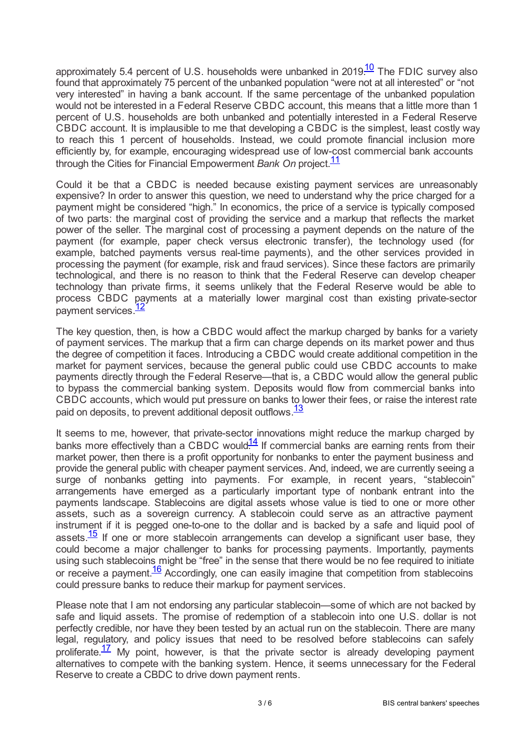approximately 5.4 percent of U.S. households were unbanked in 2019.[10] The FDIC survey also found that approximately 75 percent of the unbanked population "were not at all interested" or "not very interested" in having a bank account. If the same percentage of the unbanked population would not be interested in a Federal Reserve CBDC account, this means that a little more than 1 percent of U.S. households are both unbanked and potentially interested in a Federal Reserve CBDC account. It is implausible to me that developing a CBDC is the simplest, least costly way to reach this 1 percent of households. Instead, we could promote financial inclusion more efficiently by, for example, encouraging widespread use of low-cost commercial bank accounts through the Cities for Financial Empowerment *Bank On* project.[11]

Could it be that a CBDC is needed because existing payment services are unreasonably expensive? In order to answer this question, we need to understand why the price charged for a payment might be considered "high." In economics, the price of a service is typically composed of two parts: the marginal cost of providing the service and a markup that reflects the market power of the seller. The marginal cost of processing a payment depends on the nature of the payment (for example, paper check versus electronic transfer), the technology used (for example, batched payments versus real-time payments), and the other services provided in processing the payment (for example, risk and fraud services). Since these factors are primarily technological, and there is no reason to think that the Federal Reserve can develop cheaper technology than private firms, it seems unlikely that the Federal Reserve would be able to process CBDC payments at a materially lower marginal cost than existing private-sector payment services.[12]

The key question, then, is how a CBDC would affect the markup charged by banks for a variety of payment services. The markup that a firm can charge depends on its market power and thus the degree of competition it faces. Introducing a CBDC would create additional competition in the market for payment services, because the general public could use CBDC accounts to make payments directly through the Federal Reserve—that is, a CBDC would allow the general public to bypass the commercial banking system. Deposits would flow from commercial banks into CBDC accounts, which would put pressure on banks to lower their fees, or raise the interest rate paid on deposits, to prevent additional deposit outflows.[13]

It seems to me, however, that private-sector innovations might reduce the markup charged by banks more effectively than a CBDC would.[14] If commercial banks are earning rents from their market power, then there is a profit opportunity for nonbanks to enter the payment business and provide the general public with cheaper payment services. And, indeed, we are currently seeing a surge of nonbanks getting into payments. For example, in recent years, "stablecoin" arrangements have emerged as a particularly important type of nonbank entrant into the payments landscape. Stablecoins are digital assets whose value is tied to one or more other assets, such as a sovereign currency. A stablecoin could serve as an attractive payment instrument if it is pegged one-to-one to the dollar and is backed by a safe and liquid pool of assets.[15] If one or more stablecoin arrangements can develop a significant user base, they could become a major challenger to banks for processing payments. Importantly, payments using such stablecoins might be "free" in the sense that there would be no fee required to initiate or receive a payment.[16] Accordingly, one can easily imagine that competition from stablecoins could pressure banks to reduce their markup for payment services.

Please note that I am not endorsing any particular stablecoin—some of which are not backed by safe and liquid assets. The promise of redemption of a stablecoin into one U.S. dollar is not perfectly credible, nor have they been tested by an actual run on the stablecoin. There are many legal, regulatory, and policy issues that need to be resolved before stablecoins can safely proliferate.[17] My point, however, is that the private sector is already developing payment alternatives to compete with the banking system. Hence, it seems unnecessary for the Federal Reserve to create a CBDC to drive down payment rents.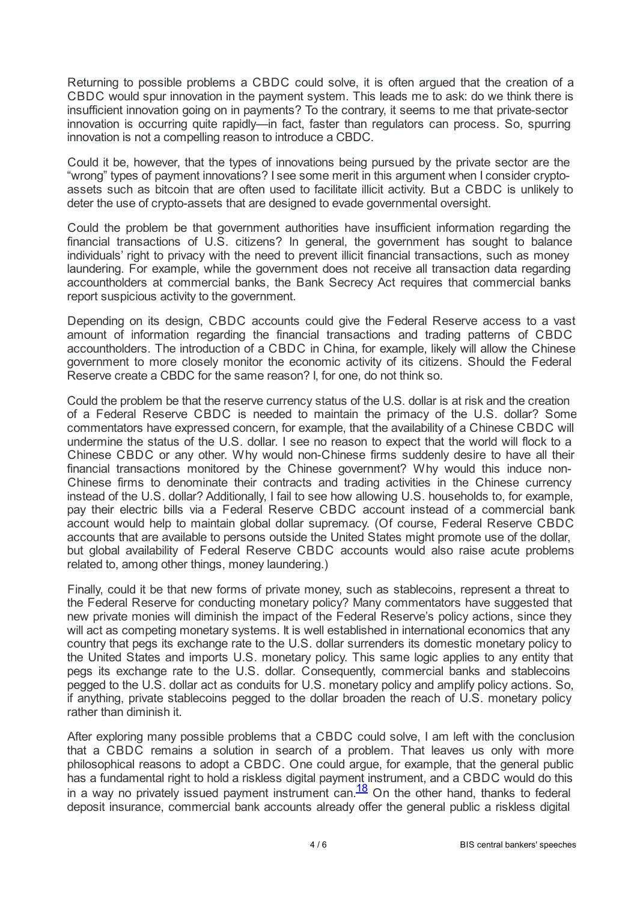Returning to possible problems a CBDC could solve, it is often argued that the creation of a CBDC would spur innovation in the payment system. This leads me to ask: do we think there is insufficient innovation going on in payments? To the contrary, it seems to me that private-sector innovation is occurring quite rapidly—in fact, faster than regulators can process. So, spurring innovation is not a compelling reason to introduce a CBDC.

Could it be, however, that the types of innovations being pursued by the private sector are the "wrong" types of payment innovations? I see some merit in this argument when I consider crypto-assets such as bitcoin that are often used to facilitate illicit activity. But a CBDC is unlikely to deter the use of crypto-assets that are designed to evade governmental oversight.

Could the problem be that government authorities have insufficient information regarding the financial transactions of U.S. citizens? In general, the government has sought to balance individuals' right to privacy with the need to prevent illicit financial transactions, such as money laundering. For example, while the government does not receive all transaction data regarding accountholders at commercial banks, the Bank Secrecy Act requires that commercial banks report suspicious activity to the government.

Depending on its design, CBDC accounts could give the Federal Reserve access to a vast amount of information regarding the financial transactions and trading patterns of CBDC accountholders. The introduction of a CBDC in China, for example, likely will allow the Chinese government to more closely monitor the economic activity of its citizens. Should the Federal Reserve create a CBDC for the same reason? I, for one, do not think so.

Could the problem be that the reserve currency status of the U.S. dollar is at risk and the creation of a Federal Reserve CBDC is needed to maintain the primacy of the U.S. dollar? Some commentators have expressed concern, for example, that the availability of a Chinese CBDC will undermine the status of the U.S. dollar. I see no reason to expect that the world will flock to a Chinese CBDC or any other. Why would non-Chinese firms suddenly desire to have all their financial transactions monitored by the Chinese government? Why would this induce non-Chinese firms to denominate their contracts and trading activities in the Chinese currency instead of the U.S. dollar? Additionally, I fail to see how allowing U.S. households to, for example, pay their electric bills via a Federal Reserve CBDC account instead of a commercial bank account would help to maintain global dollar supremacy. (Of course, Federal Reserve CBDC accounts that are available to persons outside the United States might promote use of the dollar, but global availability of Federal Reserve CBDC accounts would also raise acute problems related to, among other things, money laundering.)

Finally, could it be that new forms of private money, such as stablecoins, represent a threat to the Federal Reserve for conducting monetary policy? Many commentators have suggested that new private monies will diminish the impact of the Federal Reserve's policy actions, since they will act as competing monetary systems. It is well established in international economics that any country that pegs its exchange rate to the U.S. dollar surrenders its domestic monetary policy to the United States and imports U.S. monetary policy. This same logic applies to any entity that pegs its exchange rate to the U.S. dollar. Consequently, commercial banks and stablecoins pegged to the U.S. dollar act as conduits for U.S. monetary policy and amplify policy actions. So, if anything, private stablecoins pegged to the dollar broaden the reach of U.S. monetary policy rather than diminish it.

After exploring many possible problems that a CBDC could solve, I am left with the conclusion that a CBDC remains a solution in search of a problem. That leaves us only with more philosophical reasons to adopt a CBDC. One could argue, for example, that the general public has a fundamental right to hold a riskless digital payment instrument, and a CBDC would do this in a way no privately issued payment instrument can.[18] On the other hand, thanks to federal deposit insurance, commercial bank accounts already offer the general public a riskless digital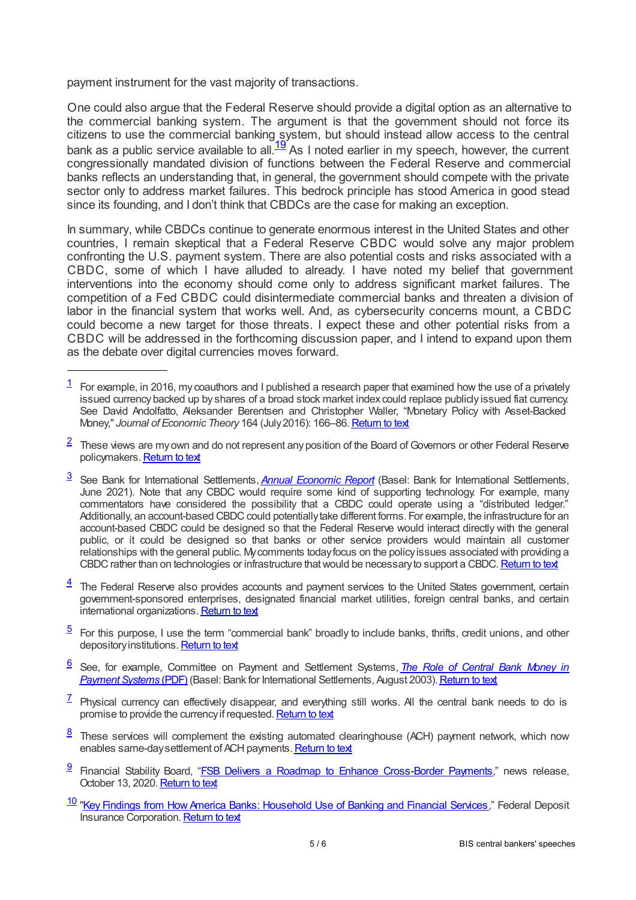payment instrument for the vast majority of transactions.

One could also argue that the Federal Reserve should provide a digital option as an alternative to the commercial banking system. The argument is that the government should not force its citizens to use the commercial banking system, but should instead allow access to the central bank as a public service available to all.[19] As I noted earlier in my speech, however, the current congressionally mandated division of functions between the Federal Reserve and commercial banks reflects an understanding that, in general, the government should compete with the private sector only to address market failures. This bedrock principle has stood America in good stead since its founding, and I don't think that CBDCs are the case for making an exception.

In summary, while CBDCs continue to generate enormous interest in the United States and other countries, I remain skeptical that a Federal Reserve CBDC would solve any major problem confronting the U.S. payment system. There are also potential costs and risks associated with a CBDC, some of which I have alluded to already. I have noted my belief that government interventions into the economy should come only to address significant market failures. The competition of a Fed CBDC could disintermediate commercial banks and threaten a division of labor in the financial system that works well. And, as cybersecurity concerns mount, a CBDC could become a new target for those threats. I expect these and other potential risks from a CBDC will be addressed in the forthcoming discussion paper, and I intend to expand upon them as the debate over digital currencies moves forward.

---

[1] For example, in 2016, my coauthors and I published a research paper that examined how the use of a privately issued currency backed up by shares of a broad stock market index could replace publicly issued fiat currency. See David Andolfatto, Aleksander Berentsen and Christopher Waller, "Monetary Policy with Asset-Backed Money," *Journal of Economic Theory* 164 (July 2016): 166–86. Return to text

[2] These views are my own and do not represent any position of the Board of Governors or other Federal Reserve policymakers. Return to text

[3] See Bank for International Settlements, *Annual Economic Report* (Basel: Bank for International Settlements, June 2021). Note that any CBDC would require some kind of supporting technology. For example, many commentators have considered the possibility that a CBDC could operate using a "distributed ledger." Additionally, an account-based CBDC could potentially take different forms. For example, the infrastructure for an account-based CBDC could be designed so that the Federal Reserve would interact directly with the general public, or it could be designed so that banks or other service providers would maintain all customer relationships with the general public. My comments today focus on the policy issues associated with providing a CBDC rather than on technologies or infrastructure that would be necessary to support a CBDC. Return to text

[4] The Federal Reserve also provides accounts and payment services to the United States government, certain government-sponsored enterprises, designated financial market utilities, foreign central banks, and certain international organizations. Return to text

[5] For this purpose, I use the term "commercial bank" broadly to include banks, thrifts, credit unions, and other depository institutions. Return to text

[6] See, for example, Committee on Payment and Settlement Systems, *The Role of Central Bank Money in Payment Systems* (PDF) (Basel: Bank for International Settlements, August 2003). Return to text

[7] Physical currency can effectively disappear, and everything still works. All the central bank needs to do is promise to provide the currency if requested. Return to text

[8] These services will complement the existing automated clearinghouse (ACH) payment network, which now enables same-day settlement of ACH payments. Return to text

[9] Financial Stability Board, "FSB Delivers a Roadmap to Enhance Cross-Border Payments," news release, October 13, 2020. Return to text

[10] "Key Findings from How America Banks: Household Use of Banking and Financial Services," Federal Deposit Insurance Corporation. Return to text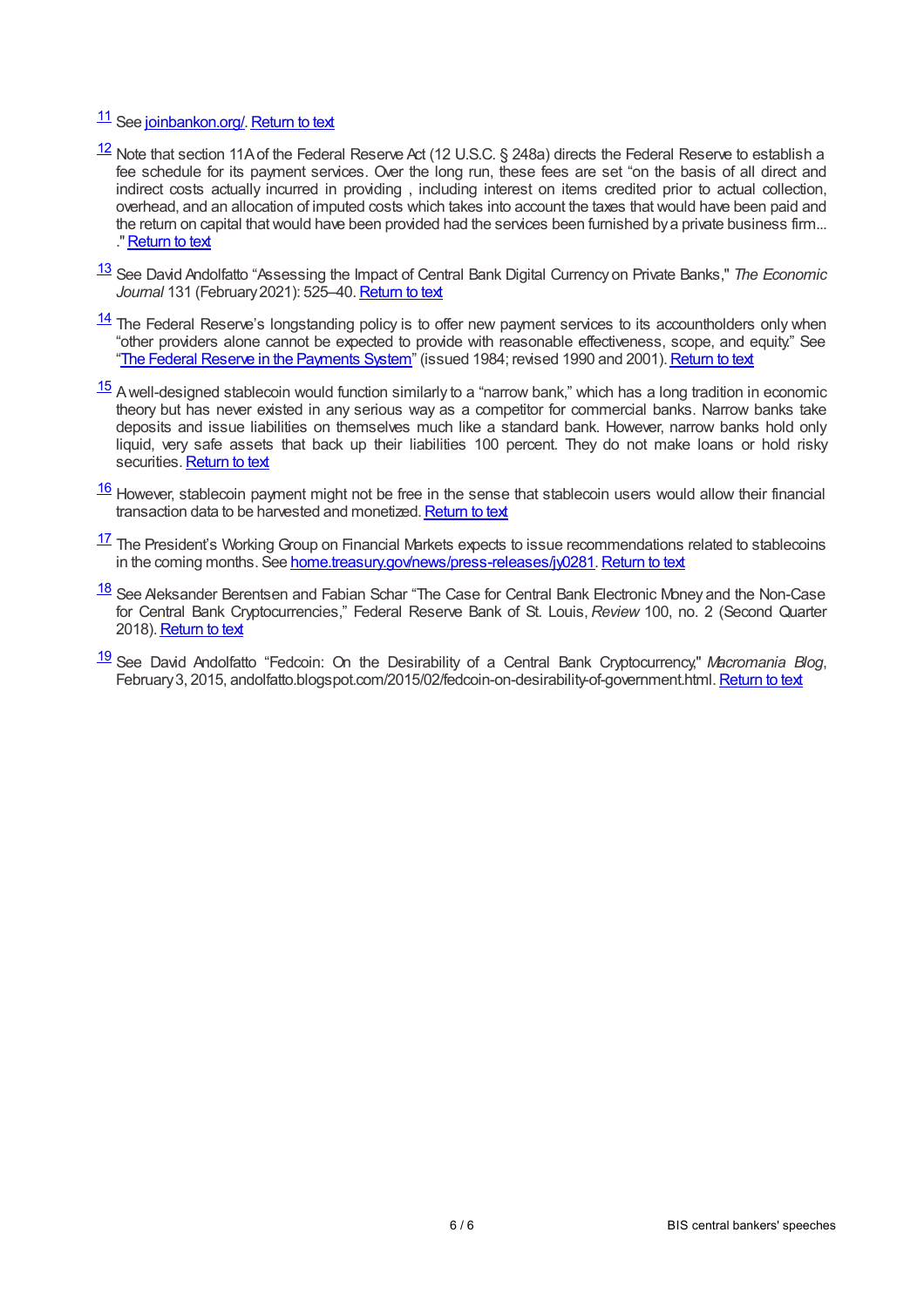[11] See joinbankon.org/. Return to text

[12] Note that section 11A of the Federal Reserve Act (12 U.S.C. § 248a) directs the Federal Reserve to establish a fee schedule for its payment services. Over the long run, these fees are set "on the basis of all direct and indirect costs actually incurred in providing , including interest on items credited prior to actual collection, overhead, and an allocation of imputed costs which takes into account the taxes that would have been paid and the return on capital that would have been provided had the services been furnished by a private business firm... ." Return to text

[13] See David Andolfatto "Assessing the Impact of Central Bank Digital Currency on Private Banks," *The Economic Journal* 131 (February 2021): 525–40. Return to text

[14] The Federal Reserve's longstanding policy is to offer new payment services to its accountholders only when "other providers alone cannot be expected to provide with reasonable effectiveness, scope, and equity." See "The Federal Reserve in the Payments System" (issued 1984; revised 1990 and 2001). Return to text

[15] A well-designed stablecoin would function similarly to a "narrow bank," which has a long tradition in economic theory but has never existed in any serious way as a competitor for commercial banks. Narrow banks take deposits and issue liabilities on themselves much like a standard bank. However, narrow banks hold only liquid, very safe assets that back up their liabilities 100 percent. They do not make loans or hold risky securities. Return to text

[16] However, stablecoin payment might not be free in the sense that stablecoin users would allow their financial transaction data to be harvested and monetized. Return to text

[17] The President's Working Group on Financial Markets expects to issue recommendations related to stablecoins in the coming months. See home.treasury.gov/news/press-releases/jy0281. Return to text

[18] See Aleksander Berentsen and Fabian Schar "The Case for Central Bank Electronic Money and the Non-Case for Central Bank Cryptocurrencies," Federal Reserve Bank of St. Louis, *Review* 100, no. 2 (Second Quarter 2018). Return to text

[19] See David Andolfatto "Fedcoin: On the Desirability of a Central Bank Cryptocurrency," *Macromania Blog*, February 3, 2015, andolfatto.blogspot.com/2015/02/fedcoin-on-desirability-of-government.html. Return to text